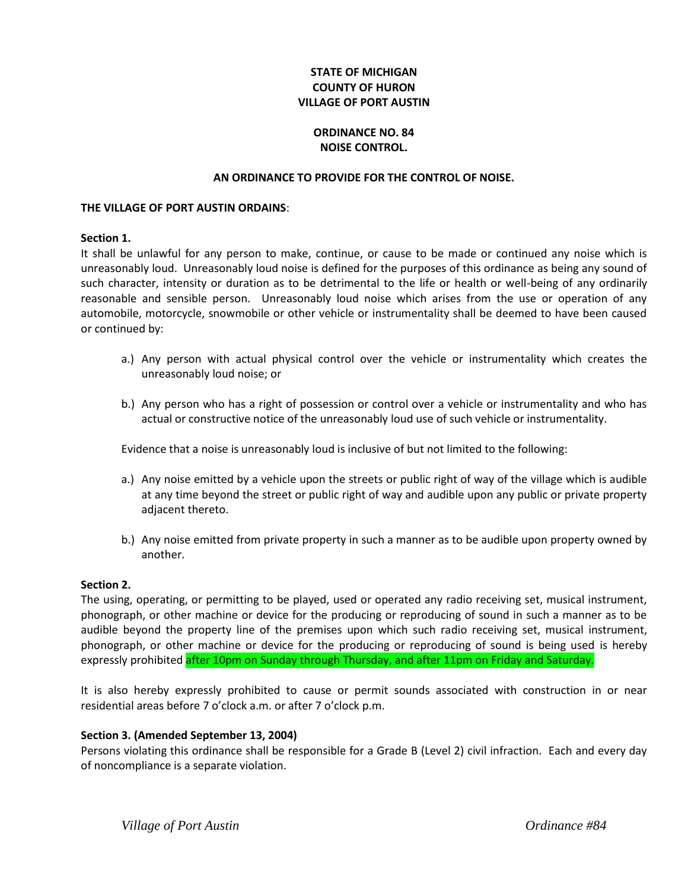**STATE OF MICHIGAN**
**COUNTY OF HURON**
**VILLAGE OF PORT AUSTIN**

**ORDINANCE NO. 84**
**NOISE CONTROL.**

**AN ORDINANCE TO PROVIDE FOR THE CONTROL OF NOISE.**

**THE VILLAGE OF PORT AUSTIN ORDAINS**:

**Section 1.**

It shall be unlawful for any person to make, continue, or cause to be made or continued any noise which is unreasonably loud. Unreasonably loud noise is defined for the purposes of this ordinance as being any sound of such character, intensity or duration as to be detrimental to the life or health or well-being of any ordinarily reasonable and sensible person. Unreasonably loud noise which arises from the use or operation of any automobile, motorcycle, snowmobile or other vehicle or instrumentality shall be deemed to have been caused or continued by:

a.) Any person with actual physical control over the vehicle or instrumentality which creates the unreasonably loud noise; or

b.) Any person who has a right of possession or control over a vehicle or instrumentality and who has actual or constructive notice of the unreasonably loud use of such vehicle or instrumentality.

Evidence that a noise is unreasonably loud is inclusive of but not limited to the following:

a.) Any noise emitted by a vehicle upon the streets or public right of way of the village which is audible at any time beyond the street or public right of way and audible upon any public or private property adjacent thereto.

b.) Any noise emitted from private property in such a manner as to be audible upon property owned by another.

**Section 2.**

The using, operating, or permitting to be played, used or operated any radio receiving set, musical instrument, phonograph, or other machine or device for the producing or reproducing of sound in such a manner as to be audible beyond the property line of the premises upon which such radio receiving set, musical instrument, phonograph, or other machine or device for the producing or reproducing of sound is being used is hereby expressly prohibited after 10pm on Sunday through Thursday, and after 11pm on Friday and Saturday.

It is also hereby expressly prohibited to cause or permit sounds associated with construction in or near residential areas before 7 o'clock a.m. or after 7 o'clock p.m.

**Section 3. (Amended September 13, 2004)**

Persons violating this ordinance shall be responsible for a Grade B (Level 2) civil infraction. Each and every day of noncompliance is a separate violation.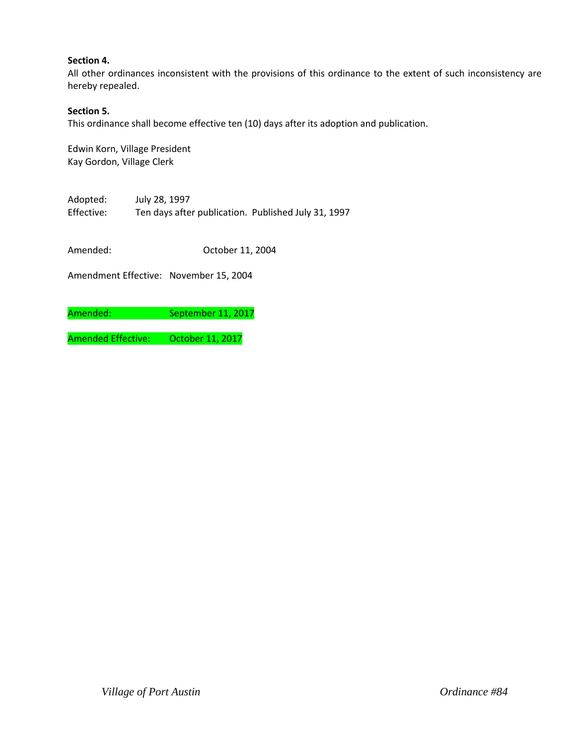**Section 4.**
All other ordinances inconsistent with the provisions of this ordinance to the extent of such inconsistency are hereby repealed.

**Section 5.**
This ordinance shall become effective ten (10) days after its adoption and publication.

Edwin Korn, Village President
Kay Gordon, Village Clerk

Adopted: July 28, 1997
Effective: Ten days after publication. Published July 31, 1997

Amended: October 11, 2004

Amendment Effective: November 15, 2004

Amended: September 11, 2017

Amended Effective: October 11, 2017